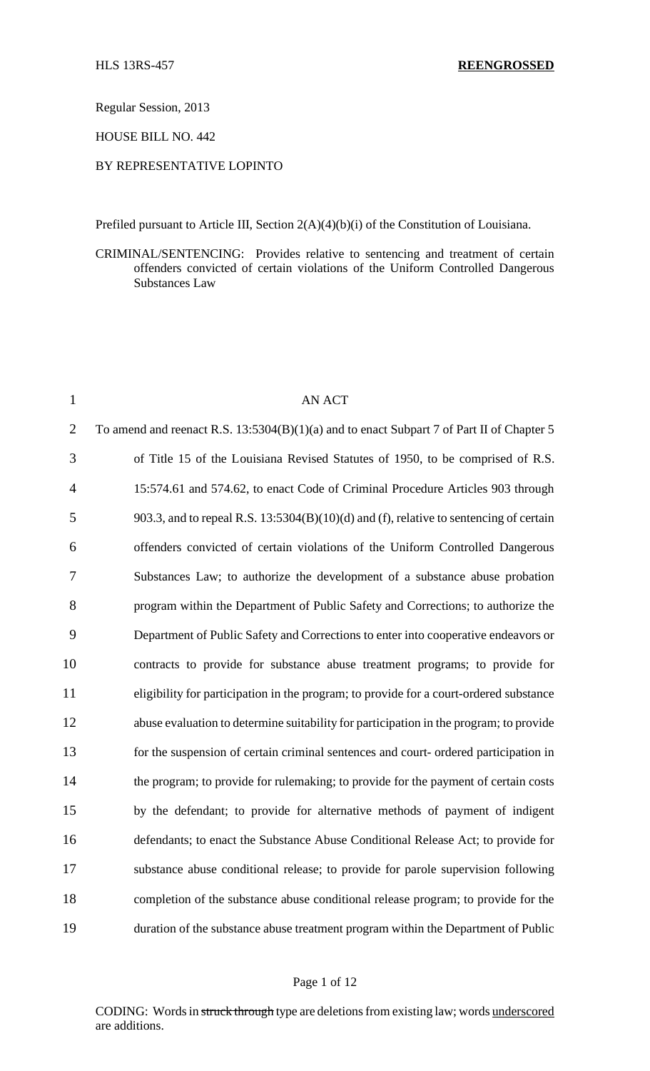HLS 13RS-457 **REENGROSSED**

Regular Session, 2013

HOUSE BILL NO. 442

BY REPRESENTATIVE LOPINTO

Prefiled pursuant to Article III, Section 2(A)(4)(b)(i) of the Constitution of Louisiana.

CRIMINAL/SENTENCING: Provides relative to sentencing and treatment of certain offenders convicted of certain violations of the Uniform Controlled Dangerous Substances Law

AN ACT

To amend and reenact R.S. 13:5304(B)(1)(a) and to enact Subpart 7 of Part II of Chapter 5 of Title 15 of the Louisiana Revised Statutes of 1950, to be comprised of R.S. 15:574.61 and 574.62, to enact Code of Criminal Procedure Articles 903 through 903.3, and to repeal R.S. 13:5304(B)(10)(d) and (f), relative to sentencing of certain offenders convicted of certain violations of the Uniform Controlled Dangerous Substances Law; to authorize the development of a substance abuse probation program within the Department of Public Safety and Corrections; to authorize the Department of Public Safety and Corrections to enter into cooperative endeavors or contracts to provide for substance abuse treatment programs; to provide for eligibility for participation in the program; to provide for a court-ordered substance abuse evaluation to determine suitability for participation in the program; to provide for the suspension of certain criminal sentences and court- ordered participation in the program; to provide for rulemaking; to provide for the payment of certain costs by the defendant; to provide for alternative methods of payment of indigent defendants; to enact the Substance Abuse Conditional Release Act; to provide for substance abuse conditional release; to provide for parole supervision following completion of the substance abuse conditional release program; to provide for the duration of the substance abuse treatment program within the Department of Public

CODING: Words in ~~struck through~~ type are deletions from existing law; words <u>underscored</u> are additions.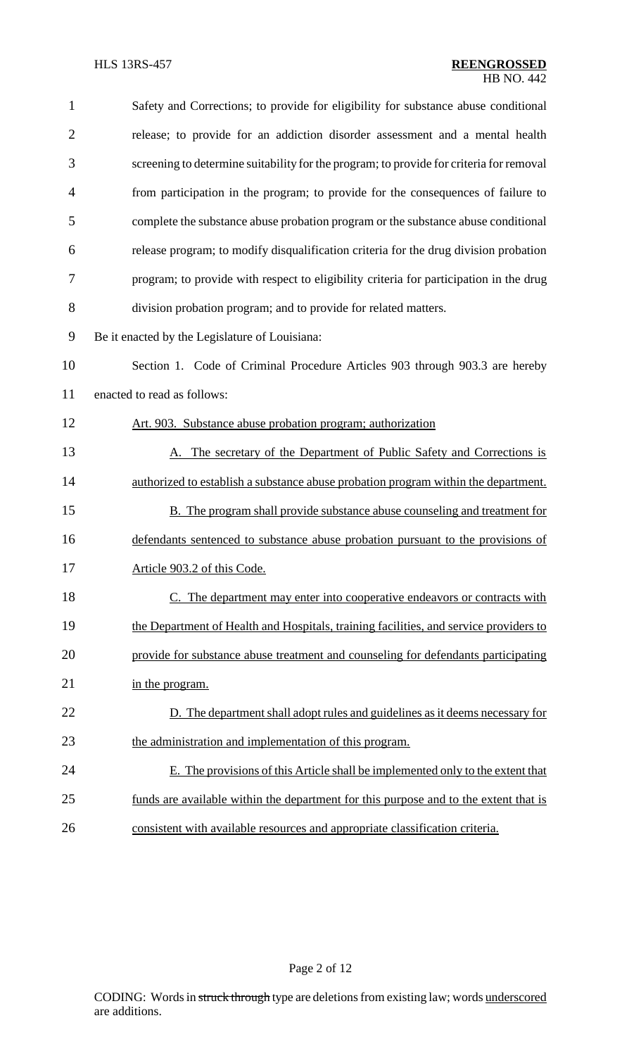Safety and Corrections; to provide for eligibility for substance abuse conditional release; to provide for an addiction disorder assessment and a mental health screening to determine suitability for the program; to provide for criteria for removal from participation in the program; to provide for the consequences of failure to complete the substance abuse probation program or the substance abuse conditional release program; to modify disqualification criteria for the drug division probation program; to provide with respect to eligibility criteria for participation in the drug division probation program; and to provide for related matters.

Be it enacted by the Legislature of Louisiana:

Section 1. Code of Criminal Procedure Articles 903 through 903.3 are hereby enacted to read as follows:

Art. 903. Substance abuse probation program; authorization

A. The secretary of the Department of Public Safety and Corrections is authorized to establish a substance abuse probation program within the department.

B. The program shall provide substance abuse counseling and treatment for defendants sentenced to substance abuse probation pursuant to the provisions of Article 903.2 of this Code.

C. The department may enter into cooperative endeavors or contracts with the Department of Health and Hospitals, training facilities, and service providers to provide for substance abuse treatment and counseling for defendants participating in the program.

D. The department shall adopt rules and guidelines as it deems necessary for the administration and implementation of this program.

E. The provisions of this Article shall be implemented only to the extent that funds are available within the department for this purpose and to the extent that is consistent with available resources and appropriate classification criteria.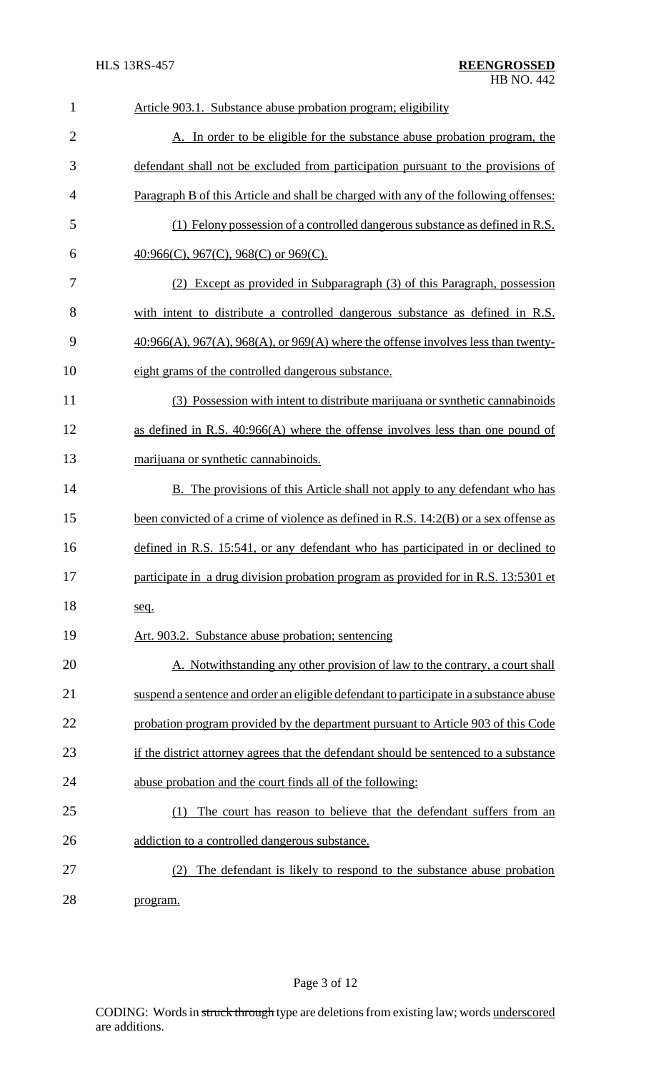Article 903.1. Substance abuse probation program; eligibility

A. In order to be eligible for the substance abuse probation program, the defendant shall not be excluded from participation pursuant to the provisions of Paragraph B of this Article and shall be charged with any of the following offenses:

(1) Felony possession of a controlled dangerous substance as defined in R.S. 40:966(C), 967(C), 968(C) or 969(C).

(2) Except as provided in Subparagraph (3) of this Paragraph, possession with intent to distribute a controlled dangerous substance as defined in R.S. 40:966(A), 967(A), 968(A), or 969(A) where the offense involves less than twenty-eight grams of the controlled dangerous substance.

(3) Possession with intent to distribute marijuana or synthetic cannabinoids as defined in R.S. 40:966(A) where the offense involves less than one pound of marijuana or synthetic cannabinoids.

B. The provisions of this Article shall not apply to any defendant who has been convicted of a crime of violence as defined in R.S. 14:2(B) or a sex offense as defined in R.S. 15:541, or any defendant who has participated in or declined to participate in a drug division probation program as provided for in R.S. 13:5301 et seq.

Art. 903.2. Substance abuse probation; sentencing

A. Notwithstanding any other provision of law to the contrary, a court shall suspend a sentence and order an eligible defendant to participate in a substance abuse probation program provided by the department pursuant to Article 903 of this Code if the district attorney agrees that the defendant should be sentenced to a substance abuse probation and the court finds all of the following:

(1) The court has reason to believe that the defendant suffers from an addiction to a controlled dangerous substance.

(2) The defendant is likely to respond to the substance abuse probation program.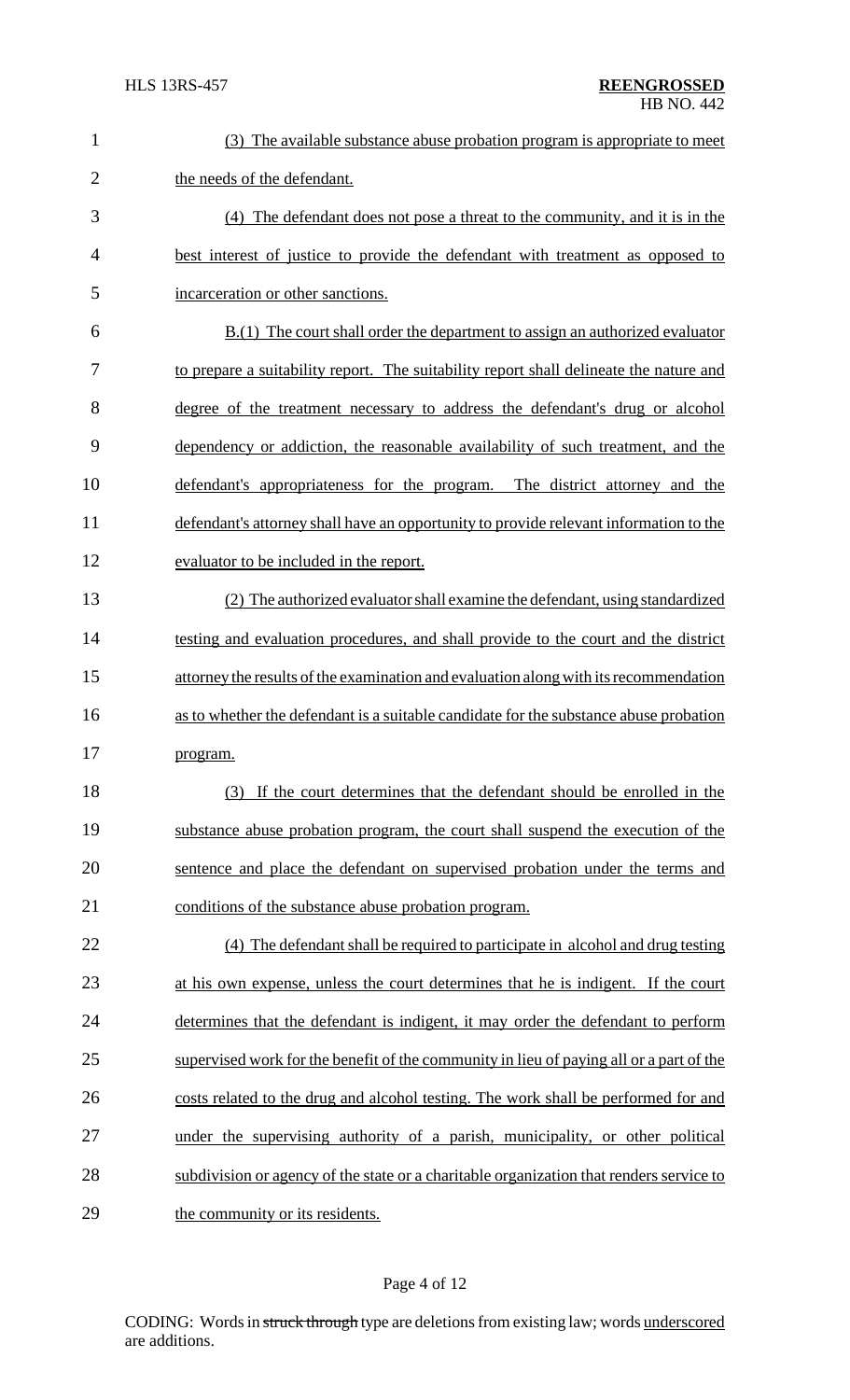(3) The available substance abuse probation program is appropriate to meet the needs of the defendant.

(4) The defendant does not pose a threat to the community, and it is in the best interest of justice to provide the defendant with treatment as opposed to incarceration or other sanctions.

B.(1) The court shall order the department to assign an authorized evaluator to prepare a suitability report. The suitability report shall delineate the nature and degree of the treatment necessary to address the defendant's drug or alcohol dependency or addiction, the reasonable availability of such treatment, and the defendant's appropriateness for the program. The district attorney and the defendant's attorney shall have an opportunity to provide relevant information to the evaluator to be included in the report.

(2) The authorized evaluator shall examine the defendant, using standardized testing and evaluation procedures, and shall provide to the court and the district attorney the results of the examination and evaluation along with its recommendation as to whether the defendant is a suitable candidate for the substance abuse probation program.

(3) If the court determines that the defendant should be enrolled in the substance abuse probation program, the court shall suspend the execution of the sentence and place the defendant on supervised probation under the terms and conditions of the substance abuse probation program.

(4) The defendant shall be required to participate in alcohol and drug testing at his own expense, unless the court determines that he is indigent. If the court determines that the defendant is indigent, it may order the defendant to perform supervised work for the benefit of the community in lieu of paying all or a part of the costs related to the drug and alcohol testing. The work shall be performed for and under the supervising authority of a parish, municipality, or other political subdivision or agency of the state or a charitable organization that renders service to the community or its residents.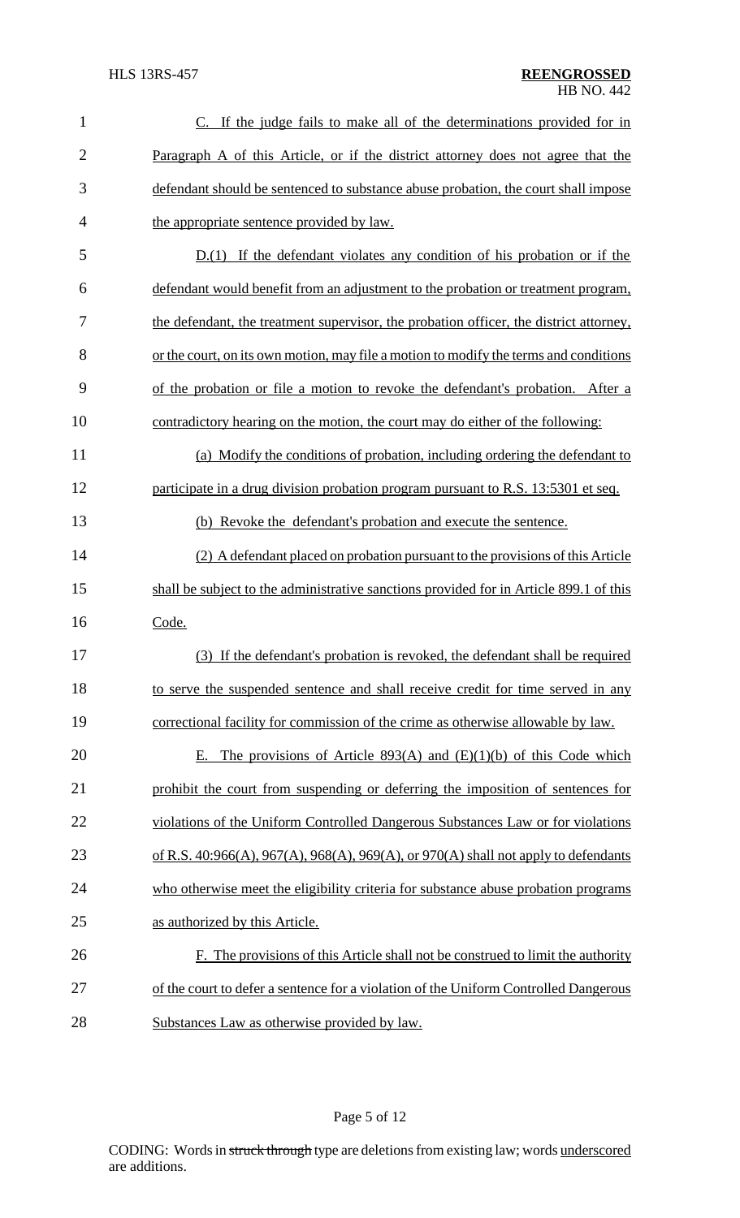C. If the judge fails to make all of the determinations provided for in Paragraph A of this Article, or if the district attorney does not agree that the defendant should be sentenced to substance abuse probation, the court shall impose the appropriate sentence provided by law.

D.(1) If the defendant violates any condition of his probation or if the defendant would benefit from an adjustment to the probation or treatment program, the defendant, the treatment supervisor, the probation officer, the district attorney, or the court, on its own motion, may file a motion to modify the terms and conditions of the probation or file a motion to revoke the defendant's probation. After a contradictory hearing on the motion, the court may do either of the following:

(a) Modify the conditions of probation, including ordering the defendant to participate in a drug division probation program pursuant to R.S. 13:5301 et seq.

(b) Revoke the defendant's probation and execute the sentence.

(2) A defendant placed on probation pursuant to the provisions of this Article shall be subject to the administrative sanctions provided for in Article 899.1 of this Code.

(3) If the defendant's probation is revoked, the defendant shall be required to serve the suspended sentence and shall receive credit for time served in any correctional facility for commission of the crime as otherwise allowable by law.

E. The provisions of Article 893(A) and (E)(1)(b) of this Code which prohibit the court from suspending or deferring the imposition of sentences for violations of the Uniform Controlled Dangerous Substances Law or for violations of R.S. 40:966(A), 967(A), 968(A), 969(A), or 970(A) shall not apply to defendants who otherwise meet the eligibility criteria for substance abuse probation programs as authorized by this Article.

F. The provisions of this Article shall not be construed to limit the authority of the court to defer a sentence for a violation of the Uniform Controlled Dangerous Substances Law as otherwise provided by law.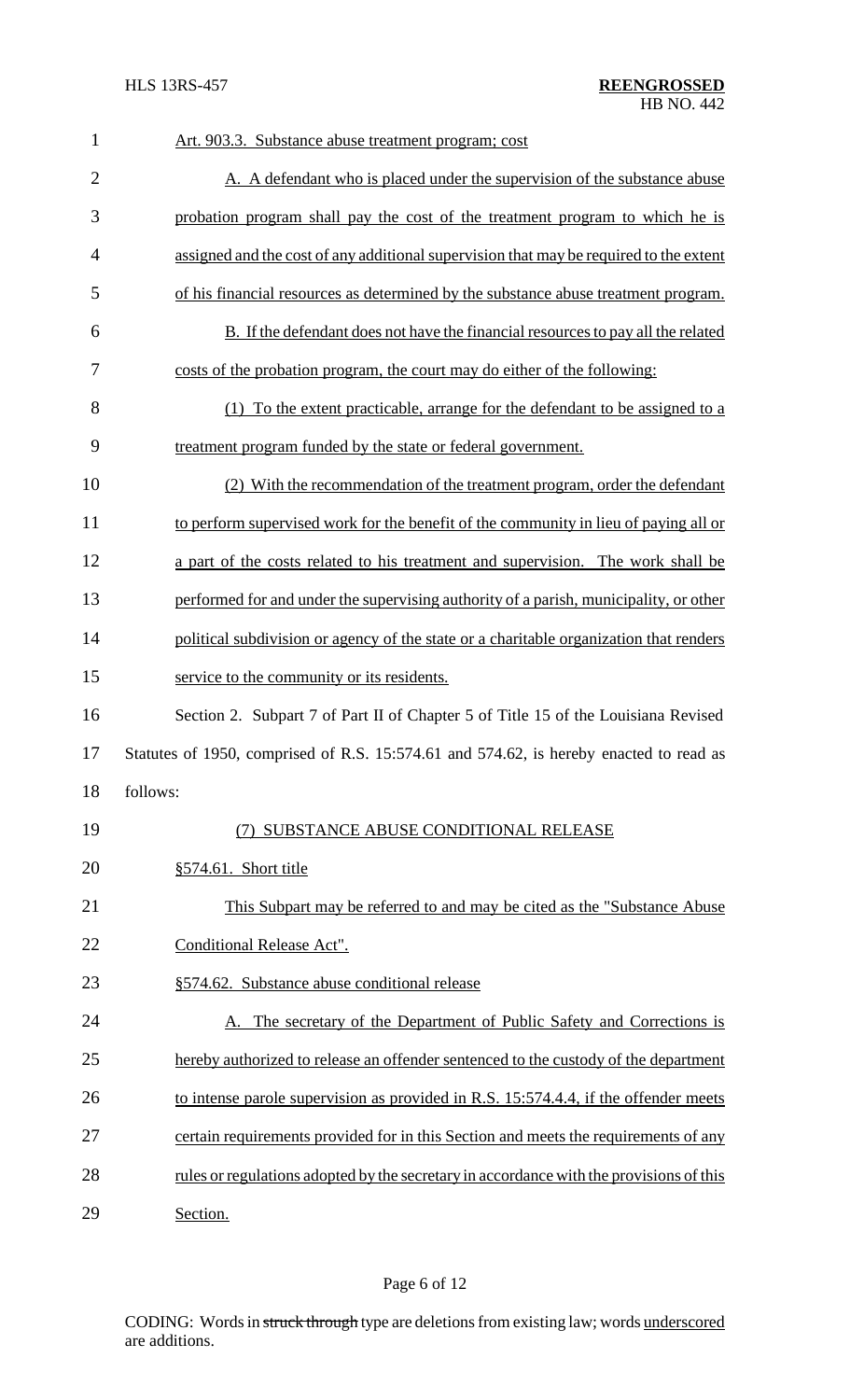Art. 903.3. Substance abuse treatment program; cost

A. A defendant who is placed under the supervision of the substance abuse probation program shall pay the cost of the treatment program to which he is assigned and the cost of any additional supervision that may be required to the extent of his financial resources as determined by the substance abuse treatment program.

B. If the defendant does not have the financial resources to pay all the related costs of the probation program, the court may do either of the following:

(1) To the extent practicable, arrange for the defendant to be assigned to a treatment program funded by the state or federal government.

(2) With the recommendation of the treatment program, order the defendant to perform supervised work for the benefit of the community in lieu of paying all or a part of the costs related to his treatment and supervision. The work shall be performed for and under the supervising authority of a parish, municipality, or other political subdivision or agency of the state or a charitable organization that renders service to the community or its residents.

Section 2. Subpart 7 of Part II of Chapter 5 of Title 15 of the Louisiana Revised Statutes of 1950, comprised of R.S. 15:574.61 and 574.62, is hereby enacted to read as follows:

(7) SUBSTANCE ABUSE CONDITIONAL RELEASE

§574.61. Short title

This Subpart may be referred to and may be cited as the "Substance Abuse Conditional Release Act".

§574.62. Substance abuse conditional release

A. The secretary of the Department of Public Safety and Corrections is hereby authorized to release an offender sentenced to the custody of the department to intense parole supervision as provided in R.S. 15:574.4.4, if the offender meets certain requirements provided for in this Section and meets the requirements of any rules or regulations adopted by the secretary in accordance with the provisions of this Section.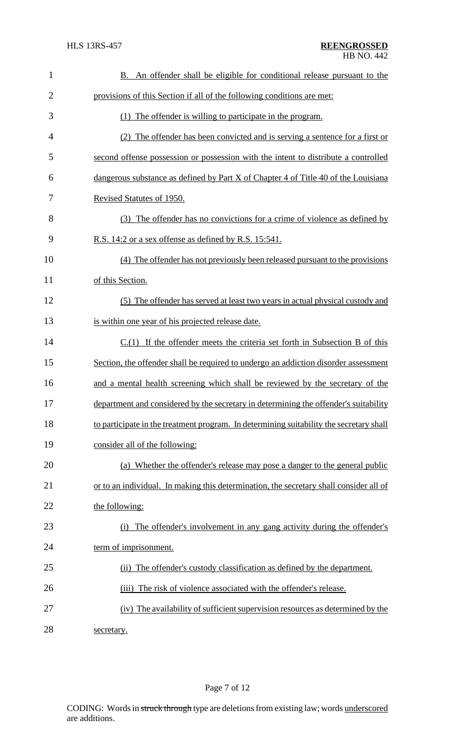B. An offender shall be eligible for conditional release pursuant to the provisions of this Section if all of the following conditions are met:

(1) The offender is willing to participate in the program.

(2) The offender has been convicted and is serving a sentence for a first or second offense possession or possession with the intent to distribute a controlled dangerous substance as defined by Part X of Chapter 4 of Title 40 of the Louisiana Revised Statutes of 1950.

(3) The offender has no convictions for a crime of violence as defined by R.S. 14:2 or a sex offense as defined by R.S. 15:541.

(4) The offender has not previously been released pursuant to the provisions of this Section.

(5) The offender has served at least two years in actual physical custody and is within one year of his projected release date.

C.(1) If the offender meets the criteria set forth in Subsection B of this Section, the offender shall be required to undergo an addiction disorder assessment and a mental health screening which shall be reviewed by the secretary of the department and considered by the secretary in determining the offender's suitability to participate in the treatment program. In determining suitability the secretary shall consider all of the following:

(a) Whether the offender's release may pose a danger to the general public or to an individual. In making this determination, the secretary shall consider all of the following:

(i) The offender's involvement in any gang activity during the offender's term of imprisonment.

(ii) The offender's custody classification as defined by the department.

(iii) The risk of violence associated with the offender's release.

(iv) The availability of sufficient supervision resources as determined by the secretary.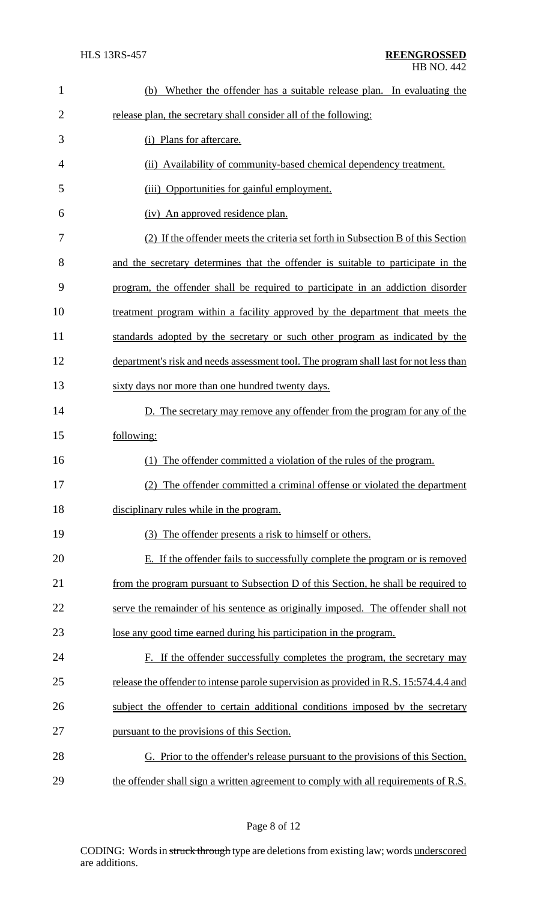(b) Whether the offender has a suitable release plan. In evaluating the release plan, the secretary shall consider all of the following:

(i) Plans for aftercare.

(ii) Availability of community-based chemical dependency treatment.

(iii) Opportunities for gainful employment.

(iv) An approved residence plan.

(2) If the offender meets the criteria set forth in Subsection B of this Section and the secretary determines that the offender is suitable to participate in the program, the offender shall be required to participate in an addiction disorder treatment program within a facility approved by the department that meets the standards adopted by the secretary or such other program as indicated by the department's risk and needs assessment tool. The program shall last for not less than sixty days nor more than one hundred twenty days.

D. The secretary may remove any offender from the program for any of the following:

(1) The offender committed a violation of the rules of the program.

(2) The offender committed a criminal offense or violated the department disciplinary rules while in the program.

(3) The offender presents a risk to himself or others.

E. If the offender fails to successfully complete the program or is removed from the program pursuant to Subsection D of this Section, he shall be required to serve the remainder of his sentence as originally imposed. The offender shall not lose any good time earned during his participation in the program.

F. If the offender successfully completes the program, the secretary may release the offender to intense parole supervision as provided in R.S. 15:574.4.4 and subject the offender to certain additional conditions imposed by the secretary pursuant to the provisions of this Section.

G. Prior to the offender's release pursuant to the provisions of this Section, the offender shall sign a written agreement to comply with all requirements of R.S.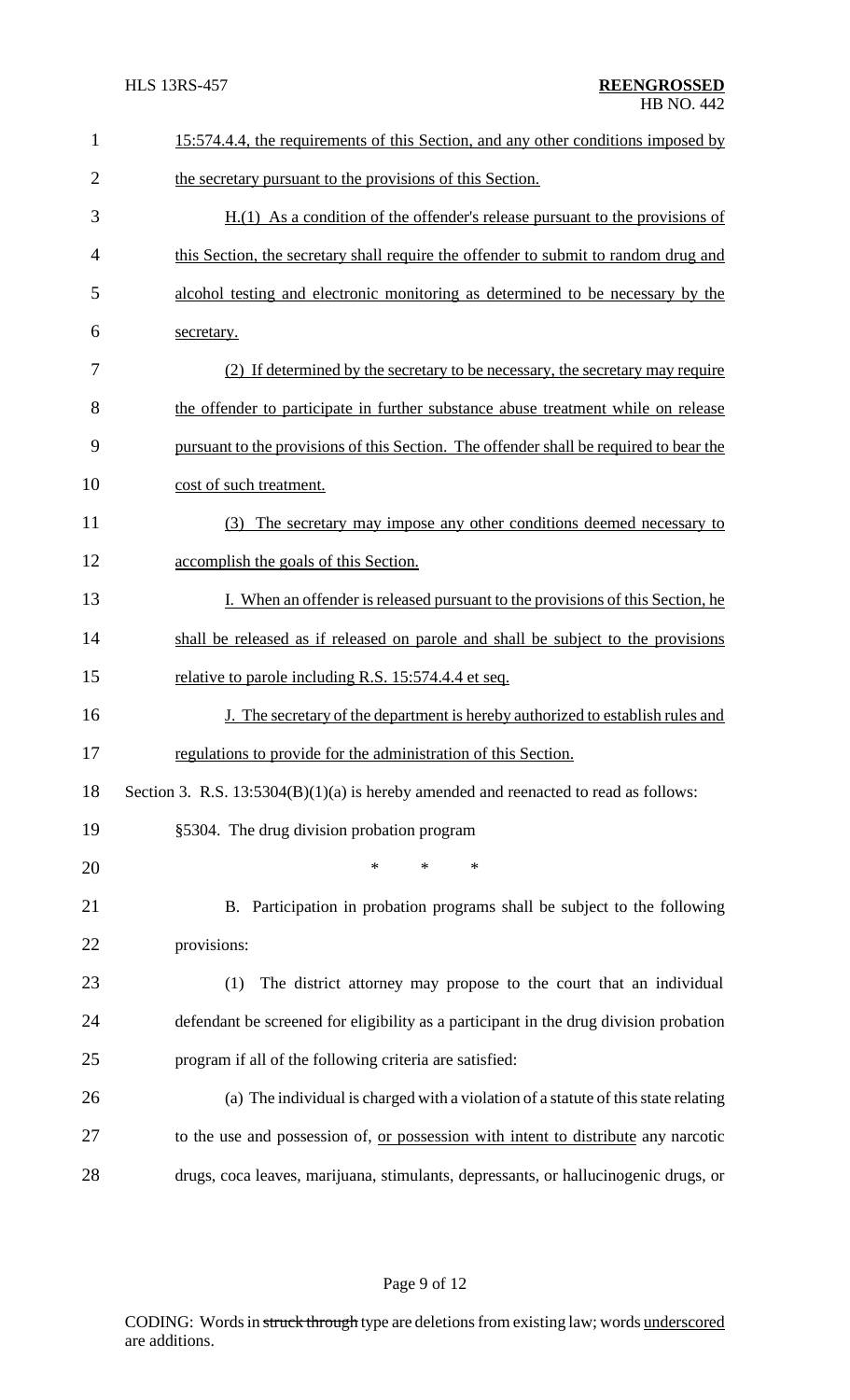15:574.4.4, the requirements of this Section, and any other conditions imposed by the secretary pursuant to the provisions of this Section.

H.(1) As a condition of the offender's release pursuant to the provisions of this Section, the secretary shall require the offender to submit to random drug and alcohol testing and electronic monitoring as determined to be necessary by the secretary.

(2) If determined by the secretary to be necessary, the secretary may require the offender to participate in further substance abuse treatment while on release pursuant to the provisions of this Section. The offender shall be required to bear the cost of such treatment.

(3) The secretary may impose any other conditions deemed necessary to accomplish the goals of this Section.

I. When an offender is released pursuant to the provisions of this Section, he shall be released as if released on parole and shall be subject to the provisions relative to parole including R.S. 15:574.4.4 et seq.

J. The secretary of the department is hereby authorized to establish rules and regulations to provide for the administration of this Section.

Section 3. R.S. 13:5304(B)(1)(a) is hereby amended and reenacted to read as follows:

§5304. The drug division probation program

\* \* \*

B. Participation in probation programs shall be subject to the following provisions:

(1) The district attorney may propose to the court that an individual defendant be screened for eligibility as a participant in the drug division probation program if all of the following criteria are satisfied:

(a) The individual is charged with a violation of a statute of this state relating to the use and possession of, or possession with intent to distribute any narcotic drugs, coca leaves, marijuana, stimulants, depressants, or hallucinogenic drugs, or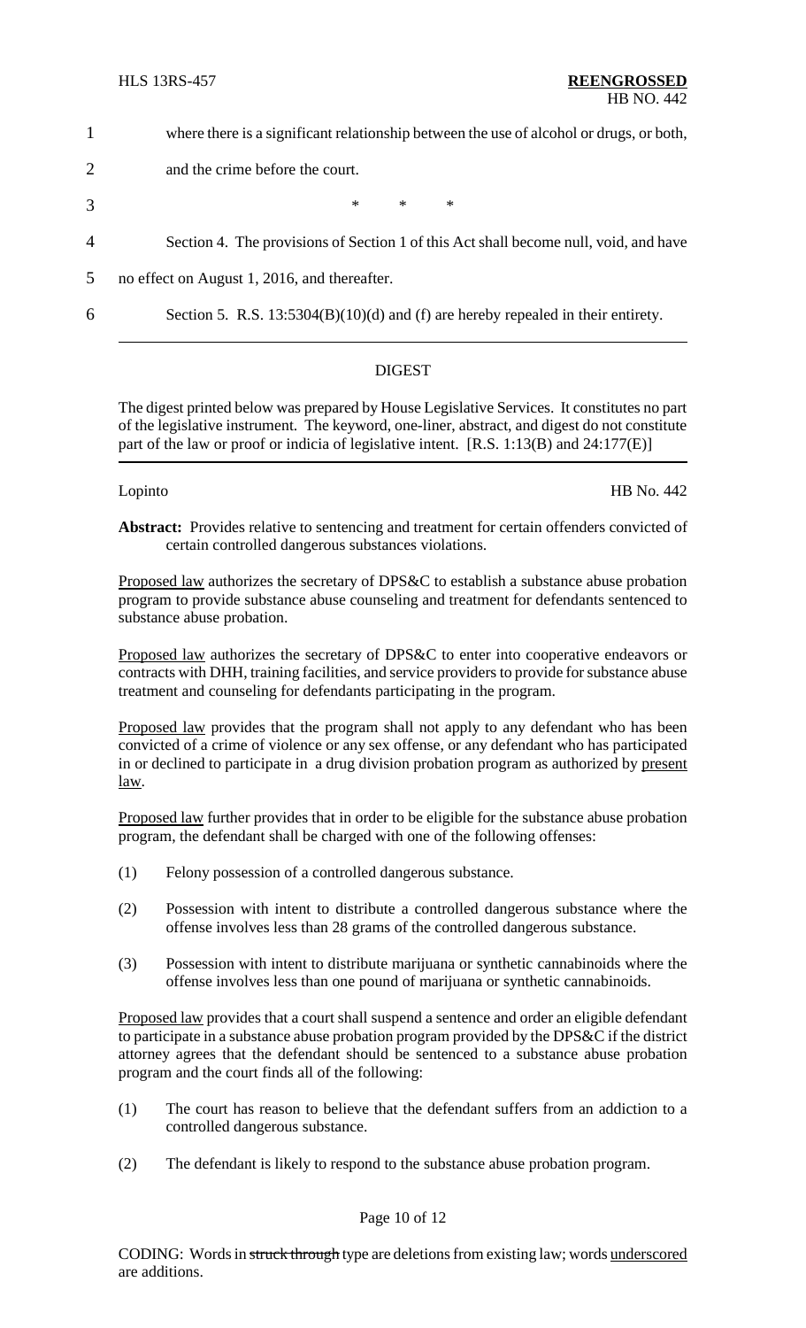1 where there is a significant relationship between the use of alcohol or drugs, or both,

2 and the crime before the court.

3 * * *

4 Section 4. The provisions of Section 1 of this Act shall become null, void, and have

5 no effect on August 1, 2016, and thereafter.

6 Section 5. R.S. 13:5304(B)(10)(d) and (f) are hereby repealed in their entirety.

---

## DIGEST

The digest printed below was prepared by House Legislative Services. It constitutes no part of the legislative instrument. The keyword, one-liner, abstract, and digest do not constitute part of the law or proof or indicia of legislative intent. [R.S. 1:13(B) and 24:177(E)]

---

Lopinto HB No. 442

**Abstract:** Provides relative to sentencing and treatment for certain offenders convicted of certain controlled dangerous substances violations.

Proposed law authorizes the secretary of DPS&C to establish a substance abuse probation program to provide substance abuse counseling and treatment for defendants sentenced to substance abuse probation.

Proposed law authorizes the secretary of DPS&C to enter into cooperative endeavors or contracts with DHH, training facilities, and service providers to provide for substance abuse treatment and counseling for defendants participating in the program.

Proposed law provides that the program shall not apply to any defendant who has been convicted of a crime of violence or any sex offense, or any defendant who has participated in or declined to participate in a drug division probation program as authorized by present law.

Proposed law further provides that in order to be eligible for the substance abuse probation program, the defendant shall be charged with one of the following offenses:

(1) Felony possession of a controlled dangerous substance.

(2) Possession with intent to distribute a controlled dangerous substance where the offense involves less than 28 grams of the controlled dangerous substance.

(3) Possession with intent to distribute marijuana or synthetic cannabinoids where the offense involves less than one pound of marijuana or synthetic cannabinoids.

Proposed law provides that a court shall suspend a sentence and order an eligible defendant to participate in a substance abuse probation program provided by the DPS&C if the district attorney agrees that the defendant should be sentenced to a substance abuse probation program and the court finds all of the following:

(1) The court has reason to believe that the defendant suffers from an addiction to a controlled dangerous substance.

(2) The defendant is likely to respond to the substance abuse probation program.

CODING: Words in struck through type are deletions from existing law; words underscored are additions.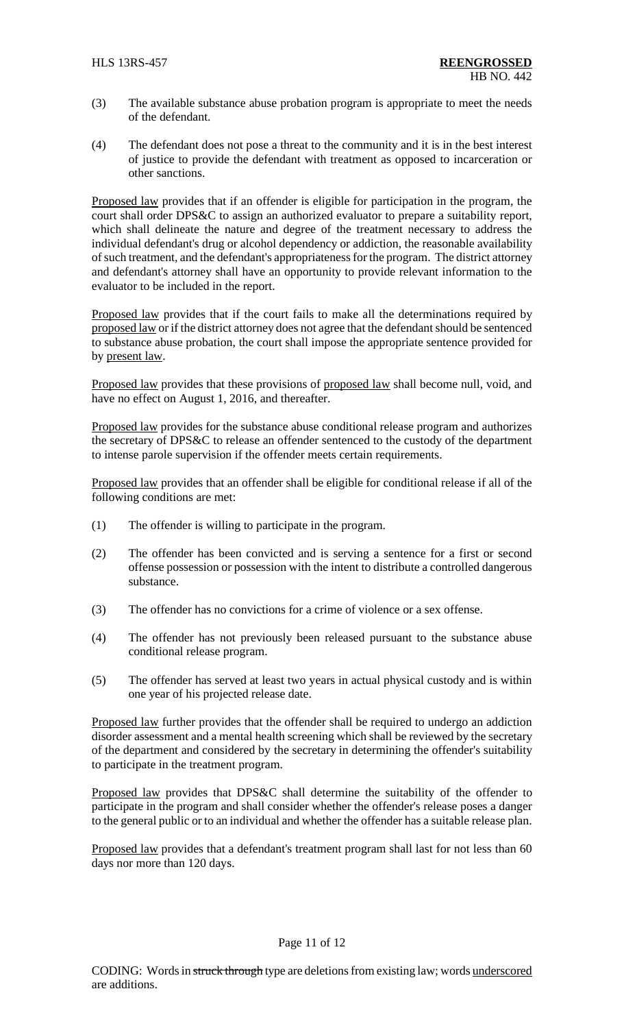(3) The available substance abuse probation program is appropriate to meet the needs of the defendant.

(4) The defendant does not pose a threat to the community and it is in the best interest of justice to provide the defendant with treatment as opposed to incarceration or other sanctions.

Proposed law provides that if an offender is eligible for participation in the program, the court shall order DPS&C to assign an authorized evaluator to prepare a suitability report, which shall delineate the nature and degree of the treatment necessary to address the individual defendant's drug or alcohol dependency or addiction, the reasonable availability of such treatment, and the defendant's appropriateness for the program. The district attorney and defendant's attorney shall have an opportunity to provide relevant information to the evaluator to be included in the report.

Proposed law provides that if the court fails to make all the determinations required by proposed law or if the district attorney does not agree that the defendant should be sentenced to substance abuse probation, the court shall impose the appropriate sentence provided for by present law.

Proposed law provides that these provisions of proposed law shall become null, void, and have no effect on August 1, 2016, and thereafter.

Proposed law provides for the substance abuse conditional release program and authorizes the secretary of DPS&C to release an offender sentenced to the custody of the department to intense parole supervision if the offender meets certain requirements.

Proposed law provides that an offender shall be eligible for conditional release if all of the following conditions are met:

(1) The offender is willing to participate in the program.

(2) The offender has been convicted and is serving a sentence for a first or second offense possession or possession with the intent to distribute a controlled dangerous substance.

(3) The offender has no convictions for a crime of violence or a sex offense.

(4) The offender has not previously been released pursuant to the substance abuse conditional release program.

(5) The offender has served at least two years in actual physical custody and is within one year of his projected release date.

Proposed law further provides that the offender shall be required to undergo an addiction disorder assessment and a mental health screening which shall be reviewed by the secretary of the department and considered by the secretary in determining the offender's suitability to participate in the treatment program.

Proposed law provides that DPS&C shall determine the suitability of the offender to participate in the program and shall consider whether the offender's release poses a danger to the general public or to an individual and whether the offender has a suitable release plan.

Proposed law provides that a defendant's treatment program shall last for not less than 60 days nor more than 120 days.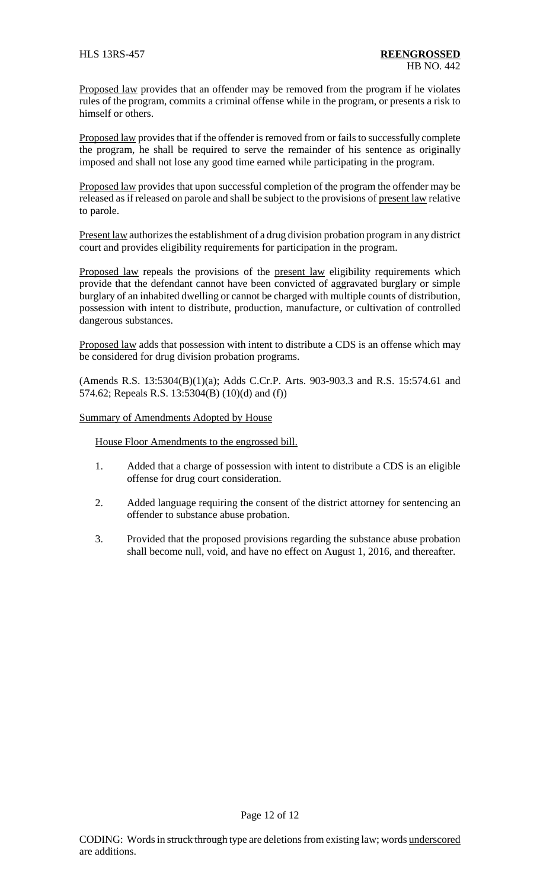Proposed law provides that an offender may be removed from the program if he violates rules of the program, commits a criminal offense while in the program, or presents a risk to himself or others.

Proposed law provides that if the offender is removed from or fails to successfully complete the program, he shall be required to serve the remainder of his sentence as originally imposed and shall not lose any good time earned while participating in the program.

Proposed law provides that upon successful completion of the program the offender may be released as if released on parole and shall be subject to the provisions of present law relative to parole.

Present law authorizes the establishment of a drug division probation program in any district court and provides eligibility requirements for participation in the program.

Proposed law repeals the provisions of the present law eligibility requirements which provide that the defendant cannot have been convicted of aggravated burglary or simple burglary of an inhabited dwelling or cannot be charged with multiple counts of distribution, possession with intent to distribute, production, manufacture, or cultivation of controlled dangerous substances.

Proposed law adds that possession with intent to distribute a CDS is an offense which may be considered for drug division probation programs.

(Amends R.S. 13:5304(B)(1)(a); Adds C.Cr.P. Arts. 903-903.3 and R.S. 15:574.61 and 574.62; Repeals R.S. 13:5304(B) (10)(d) and (f))

Summary of Amendments Adopted by House

House Floor Amendments to the engrossed bill.

1. Added that a charge of possession with intent to distribute a CDS is an eligible offense for drug court consideration.

2. Added language requiring the consent of the district attorney for sentencing an offender to substance abuse probation.

3. Provided that the proposed provisions regarding the substance abuse probation shall become null, void, and have no effect on August 1, 2016, and thereafter.

CODING: Words in ~~struck through~~ type are deletions from existing law; words underscored are additions.